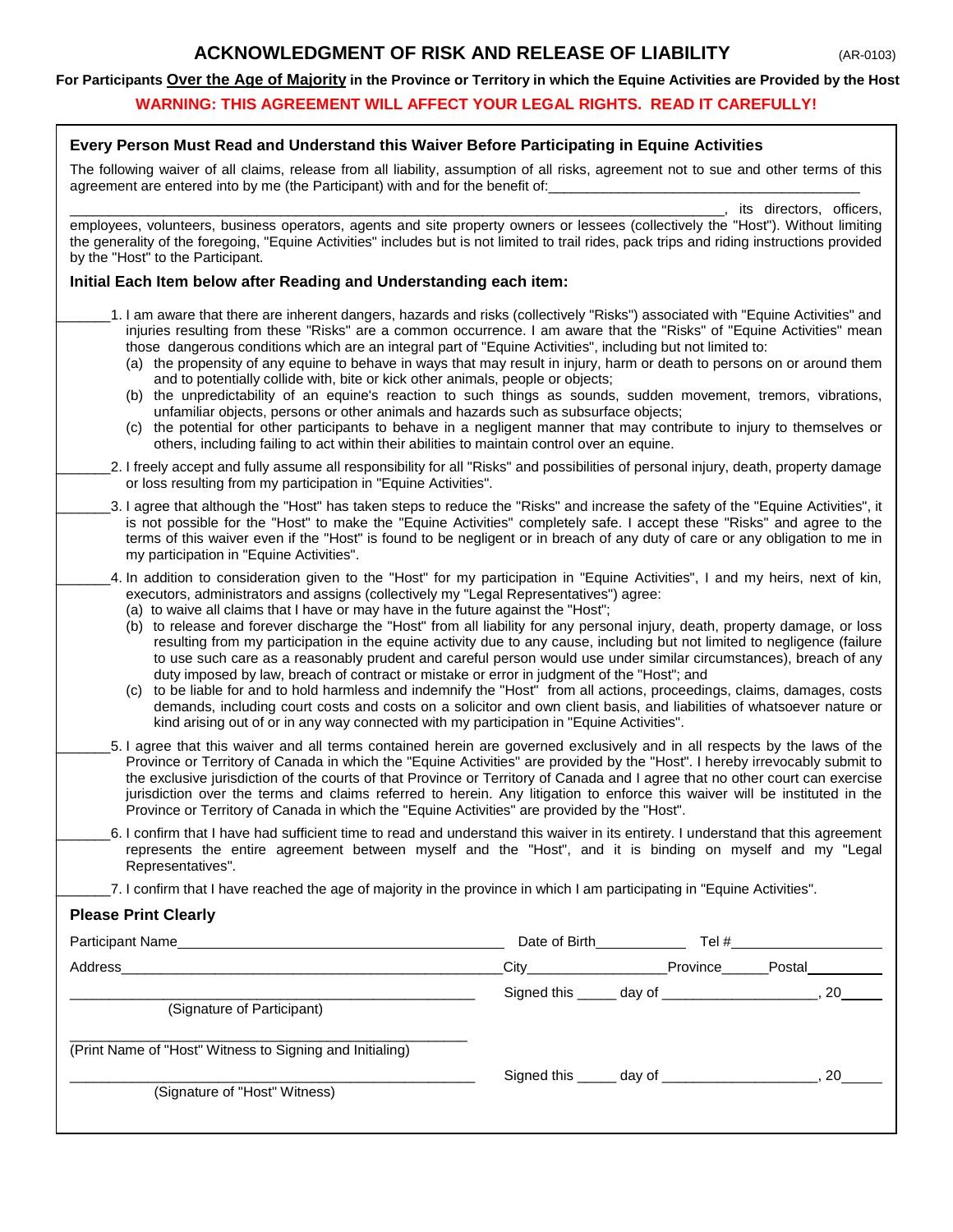# ACKNOWLEDGMENT OF RISK AND RELEASE OF LIABILITY

(AR-0103)

**For Participants Over the Age of Majority in the Province or Territory in which the Equine Activities are Provided by the Host**

**WARNING: THIS AGREEMENT WILL AFFECT YOUR LEGAL RIGHTS. READ IT CAREFULLY!**

### Every Person Must Read and Understand this Waiver Before Participating in Equine Activities

The following waiver of all claims, release from all liability, assumption of all risks, agreement not to sue and other terms of this agreement are entered into by me (the Participant) with and for the benefit of:________________________________________

________________________________________________________________________________, its directors, officers, employees, volunteers, business operators, agents and site property owners or lessees (collectively the "Host"). Without limiting the generality of the foregoing, "Equine Activities" includes but is not limited to trail rides, pack trips and riding instructions provided by the "Host" to the Participant.

### Initial Each Item below after Reading and Understanding each item:

_______1. I am aware that there are inherent dangers, hazards and risks (collectively "Risks") associated with "Equine Activities" and injuries resulting from these "Risks" are a common occurrence. I am aware that the "Risks" of "Equine Activities" mean those dangerous conditions which are an integral part of "Equine Activities", including but not limited to:
   (a) the propensity of any equine to behave in ways that may result in injury, harm or death to persons on or around them and to potentially collide with, bite or kick other animals, people or objects;
   (b) the unpredictability of an equine's reaction to such things as sounds, sudden movement, tremors, vibrations, unfamiliar objects, persons or other animals and hazards such as subsurface objects;
   (c) the potential for other participants to behave in a negligent manner that may contribute to injury to themselves or others, including failing to act within their abilities to maintain control over an equine.

_______2. I freely accept and fully assume all responsibility for all "Risks" and possibilities of personal injury, death, property damage or loss resulting from my participation in "Equine Activities".

_______3. I agree that although the "Host" has taken steps to reduce the "Risks" and increase the safety of the "Equine Activities", it is not possible for the "Host" to make the "Equine Activities" completely safe. I accept these "Risks" and agree to the terms of this waiver even if the "Host" is found to be negligent or in breach of any duty of care or any obligation to me in my participation in "Equine Activities".

_______4. In addition to consideration given to the "Host" for my participation in "Equine Activities", I and my heirs, next of kin, executors, administrators and assigns (collectively my "Legal Representatives") agree:
   (a) to waive all claims that I have or may have in the future against the "Host";
   (b) to release and forever discharge the "Host" from all liability for any personal injury, death, property damage, or loss resulting from my participation in the equine activity due to any cause, including but not limited to negligence (failure to use such care as a reasonably prudent and careful person would use under similar circumstances), breach of any duty imposed by law, breach of contract or mistake or error in judgment of the "Host"; and
   (c) to be liable for and to hold harmless and indemnify the "Host" from all actions, proceedings, claims, damages, costs demands, including court costs and costs on a solicitor and own client basis, and liabilities of whatsoever nature or kind arising out of or in any way connected with my participation in "Equine Activities".

_______5. I agree that this waiver and all terms contained herein are governed exclusively and in all respects by the laws of the Province or Territory of Canada in which the "Equine Activities" are provided by the "Host". I hereby irrevocably submit to the exclusive jurisdiction of the courts of that Province or Territory of Canada and I agree that no other court can exercise jurisdiction over the terms and claims referred to herein. Any litigation to enforce this waiver will be instituted in the Province or Territory of Canada in which the "Equine Activities" are provided by the "Host".

_______6. I confirm that I have had sufficient time to read and understand this waiver in its entirety. I understand that this agreement represents the entire agreement between myself and the "Host", and it is binding on myself and my "Legal Representatives".

_______7. I confirm that I have reached the age of majority in the province in which I am participating in "Equine Activities".

### Please Print Clearly

Participant Name____________________________________ Date of Birth___________ Tel #__________________

Address____________________________________________ City_________________ Province______ Postal_________

________________________________________ Signed this _____ day of ___________________, 20_____
(Signature of Participant)

________________________________________
(Print Name of "Host" Witness to Signing and Initialing)

________________________________________ Signed this _____ day of ___________________, 20_____
(Signature of "Host" Witness)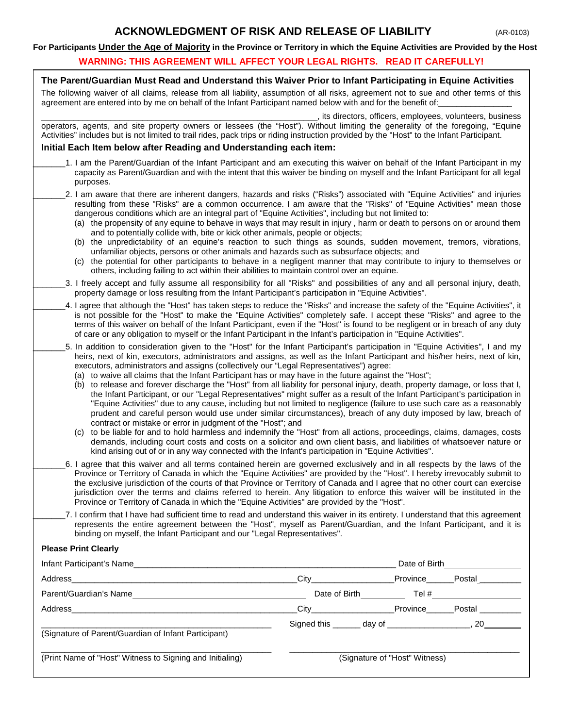# ACKNOWLEDGMENT OF RISK AND RELEASE OF LIABILITY

(AR-0103)

**For Participants Under the Age of Majority in the Province or Territory in which the Equine Activities are Provided by the Host**

**WARNING: THIS AGREEMENT WILL AFFECT YOUR LEGAL RIGHTS. READ IT CAREFULLY!**

## The Parent/Guardian Must Read and Understand this Waiver Prior to Infant Participating in Equine Activities

The following waiver of all claims, release from all liability, assumption of all risks, agreement not to sue and other terms of this agreement are entered into by me on behalf of the Infant Participant named below with and for the benefit of:________________

____________________________________________________________, its directors, officers, employees, volunteers, business operators, agents, and site property owners or lessees (the "Host"). Without limiting the generality of the foregoing, "Equine Activities" includes but is not limited to trail rides, pack trips or riding instruction provided by the "Host" to the Infant Participant.

**Initial Each Item below after Reading and Understanding each item:**

_______1. I am the Parent/Guardian of the Infant Participant and am executing this waiver on behalf of the Infant Participant in my capacity as Parent/Guardian and with the intent that this waiver be binding on myself and the Infant Participant for all legal purposes.

_______2. I am aware that there are inherent dangers, hazards and risks ("Risks") associated with "Equine Activities" and injuries resulting from these "Risks" are a common occurrence. I am aware that the "Risks" of "Equine Activities" mean those dangerous conditions which are an integral part of "Equine Activities", including but not limited to:

(a) the propensity of any equine to behave in ways that may result in injury , harm or death to persons on or around them and to potentially collide with, bite or kick other animals, people or objects;

(b) the unpredictability of an equine's reaction to such things as sounds, sudden movement, tremors, vibrations, unfamiliar objects, persons or other animals and hazards such as subsurface objects; and

(c) the potential for other participants to behave in a negligent manner that may contribute to injury to themselves or others, including failing to act within their abilities to maintain control over an equine.

_______3. I freely accept and fully assume all responsibility for all "Risks" and possibilities of any and all personal injury, death, property damage or loss resulting from the Infant Participant's participation in "Equine Activities".

_______4. I agree that although the "Host" has taken steps to reduce the "Risks" and increase the safety of the "Equine Activities", it is not possible for the "Host" to make the "Equine Activities" completely safe. I accept these "Risks" and agree to the terms of this waiver on behalf of the Infant Participant, even if the "Host" is found to be negligent or in breach of any duty of care or any obligation to myself or the Infant Participant in the Infant's participation in "Equine Activities".

_______5. In addition to consideration given to the "Host" for the Infant Participant's participation in "Equine Activities", I and my heirs, next of kin, executors, administrators and assigns, as well as the Infant Participant and his/her heirs, next of kin, executors, administrators and assigns (collectively our "Legal Representatives") agree:

(a) to waive all claims that the Infant Participant has or may have in the future against the "Host";

(b) to release and forever discharge the "Host" from all liability for personal injury, death, property damage, or loss that I, the Infant Participant, or our "Legal Representatives" might suffer as a result of the Infant Participant's participation in "Equine Activities" due to any cause, including but not limited to negligence (failure to use such care as a reasonably prudent and careful person would use under similar circumstances), breach of any duty imposed by law, breach of contract or mistake or error in judgment of the "Host"; and

(c) to be liable for and to hold harmless and indemnify the "Host" from all actions, proceedings, claims, damages, costs demands, including court costs and costs on a solicitor and own client basis, and liabilities of whatsoever nature or kind arising out of or in any way connected with the Infant's participation in "Equine Activities".

_______6. I agree that this waiver and all terms contained herein are governed exclusively and in all respects by the laws of the Province or Territory of Canada in which the "Equine Activities" are provided by the "Host". I hereby irrevocably submit to the exclusive jurisdiction of the courts of that Province or Territory of Canada and I agree that no other court can exercise jurisdiction over the terms and claims referred to herein. Any litigation to enforce this waiver will be instituted in the Province or Territory of Canada in which the "Equine Activities" are provided by the "Host".

_______7. I confirm that I have had sufficient time to read and understand this waiver in its entirety. I understand that this agreement represents the entire agreement between the "Host", myself as Parent/Guardian, and the Infant Participant, and it is binding on myself, the Infant Participant and our "Legal Representatives".

**Please Print Clearly**

Infant Participant's Name____________________________________________ Date of Birth________________

Address________________________________________City________________Province______Postal_________

Parent/Guardian's Name______________________________ Date of Birth__________ Tel #____________________

Address________________________________________City________________Province______Postal _________

_____________________________________________ Signed this ______ day of __________________, 20________

(Signature of Parent/Guardian of Infant Participant)

_____________________________________________ _____________________________________________

(Print Name of "Host" Witness to Signing and Initialing) (Signature of "Host" Witness)